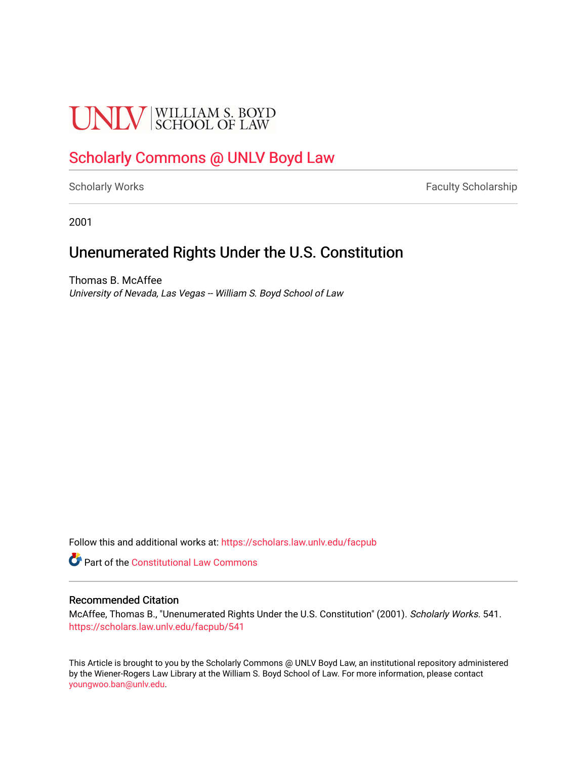UNLV | WILLIAM S. BOYD SCHOOL OF LAW

# Scholarly Commons @ UNLV Boyd Law

Scholarly Works | Faculty Scholarship

2001

## Unenumerated Rights Under the U.S. Constitution

Thomas B. McAffee
*University of Nevada, Las Vegas -- William S. Boyd School of Law*

Follow this and additional works at: https://scholars.law.unlv.edu/facpub

Part of the Constitutional Law Commons

### Recommended Citation

McAffee, Thomas B., "Unenumerated Rights Under the U.S. Constitution" (2001). *Scholarly Works*. 541.
https://scholars.law.unlv.edu/facpub/541

This Article is brought to you by the Scholarly Commons @ UNLV Boyd Law, an institutional repository administered by the Wiener-Rogers Law Library at the William S. Boyd School of Law. For more information, please contact youngwoo.ban@unlv.edu.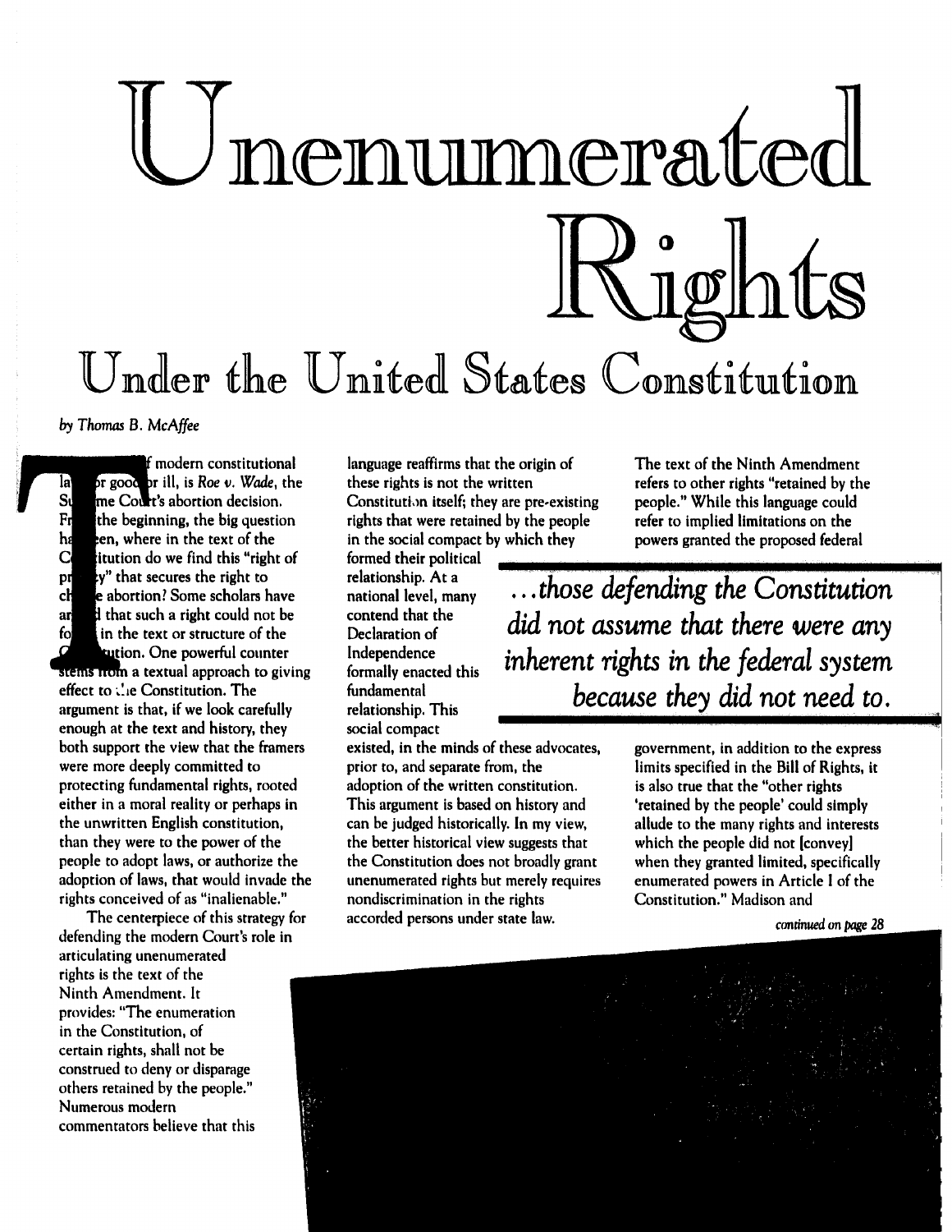# Unenumerated Rights

## Under the United States Constitution

*by Thomas B. McAffee*

The centerpiece of modern constitutional law, for good or ill, is *Roe v. Wade*, the Supreme Court's abortion decision. From the beginning, the big question has been, where in the text of the Constitution do we find this "right of privacy" that secures the right to choose abortion? Some scholars have argued that such a right could not be found in the text or structure of the Constitution. One powerful counter stems from a textual approach to giving effect to the Constitution. The argument is that, if we look carefully enough at the text and history, they both support the view that the framers were more deeply committed to protecting fundamental rights, rooted either in a moral reality or perhaps in the unwritten English constitution, than they were to the power of the people to adopt laws, or authorize the adoption of laws, that would invade the rights conceived of as "inalienable."

The centerpiece of this strategy for defending the modern Court's role in articulating unenumerated rights is the text of the Ninth Amendment. It provides: "The enumeration in the Constitution, of certain rights, shall not be construed to deny or disparage others retained by the people." Numerous modern commentators believe that this language reaffirms that the origin of these rights is not the written Constitution itself; they are pre-existing rights that were retained by the people in the social compact by which they formed their political relationship. At a national level, many contend that the Declaration of Independence formally enacted this fundamental relationship. This social compact existed, in the minds of these advocates, prior to, and separate from, the adoption of the written constitution. This argument is based on history and can be judged historically. In my view, the better historical view suggests that the Constitution does not broadly grant unenumerated rights but merely requires nondiscrimination in the rights accorded persons under state law.

> *...those defending the Constitution did not assume that there were any inherent rights in the federal system because they did not need to.*

The text of the Ninth Amendment refers to other rights "retained by the people." While this language could refer to implied limitations on the powers granted the proposed federal government, in addition to the express limits specified in the Bill of Rights, it is also true that the "other rights 'retained by the people' could simply allude to the many rights and interests which the people did not [convey] when they granted limited, specifically enumerated powers in Article I of the Constitution." Madison and

*continued on page 28*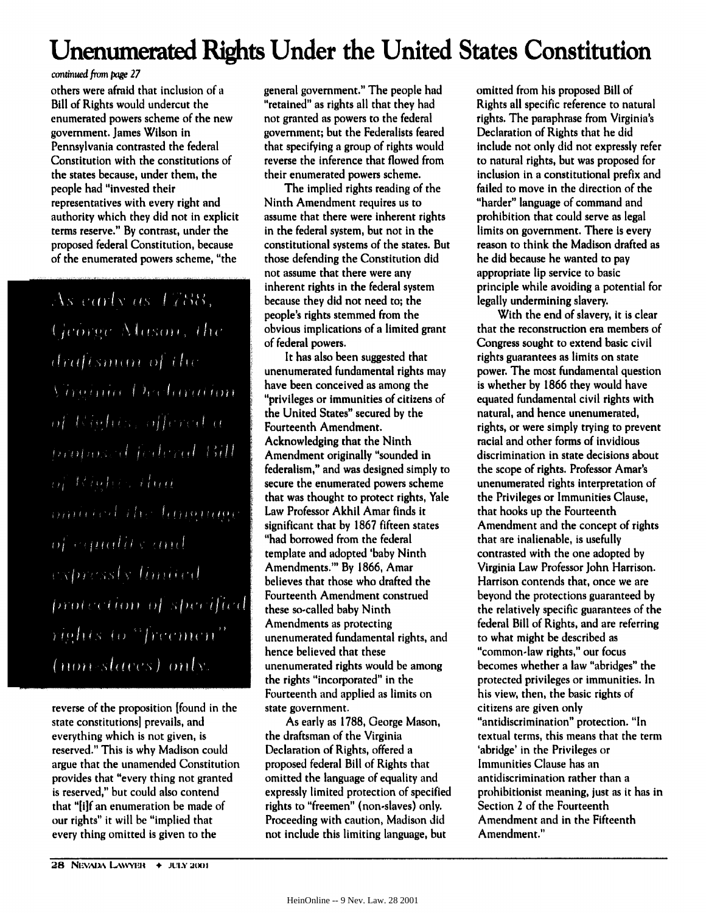# Unenumerated Rights Under the United States Constitution

*continued from page 27*

others were afraid that inclusion of a Bill of Rights would undercut the enumerated powers scheme of the new government. James Wilson in Pennsylvania contrasted the federal Constitution with the constitutions of the states because, under them, the people had "invested their representatives with every right and authority which they did not in explicit terms reserve." By contrast, under the proposed federal Constitution, because of the enumerated powers scheme, "the reverse of the proposition [found in the state constitutions] prevails, and everything which is not given, is reserved." This is why Madison could argue that the unamended Constitution provides that "every thing not granted is reserved," but could also contend that "[i]f an enumeration be made of our rights" it will be "implied that every thing omitted is given to the general government." The people had "retained" as rights all that they had not granted as powers to the federal government; but the Federalists feared that specifying a group of rights would reverse the inference that flowed from their enumerated powers scheme.

The implied rights reading of the Ninth Amendment requires us to assume that there were inherent rights in the federal system, but not in the constitutional systems of the states. But those defending the Constitution did not assume that there were any inherent rights in the federal system because they did not need to; the people's rights stemmed from the obvious implications of a limited grant of federal powers.

It has also been suggested that unenumerated fundamental rights may have been conceived as among the "privileges or immunities of citizens of the United States" secured by the Fourteenth Amendment. Acknowledging that the Ninth Amendment originally "sounded in federalism," and was designed simply to secure the enumerated powers scheme that was thought to protect rights, Yale Law Professor Akhil Amar finds it significant that by 1867 fifteen states "had borrowed from the federal template and adopted 'baby Ninth Amendments.'" By 1866, Amar believes that those who drafted the Fourteenth Amendment construed these so-called baby Ninth Amendments as protecting unenumerated fundamental rights, and hence believed that these unenumerated rights would be among the rights "incorporated" in the Fourteenth and applied as limits on state government.

*As early as 1788, George Mason, the draftsman of the Virginia Declaration of Rights, offered a proposed federal Bill of Rights that omitted the language of equality and expressly limited protection of specified rights to "freemen" (non-slaves) only.*

As early as 1788, George Mason, the draftsman of the Virginia Declaration of Rights, offered a proposed federal Bill of Rights that omitted the language of equality and expressly limited protection of specified rights to "freemen" (non-slaves) only. Proceeding with caution, Madison did not include this limiting language, but omitted from his proposed Bill of Rights all specific reference to natural rights. The paraphrase from Virginia's Declaration of Rights that he did include not only did not expressly refer to natural rights, but was proposed for inclusion in a constitutional prefix and failed to move in the direction of the "harder" language of command and prohibition that could serve as legal limits on government. There is every reason to think the Madison drafted as he did because he wanted to pay appropriate lip service to basic principle while avoiding a potential for legally undermining slavery.

With the end of slavery, it is clear that the reconstruction era members of Congress sought to extend basic civil rights guarantees as limits on state power. The most fundamental question is whether by 1866 they would have equated fundamental civil rights with natural, and hence unenumerated, rights, or were simply trying to prevent racial and other forms of invidious discrimination in state decisions about the scope of rights. Professor Amar's unenumerated rights interpretation of the Privileges or Immunities Clause, that hooks up the Fourteenth Amendment and the concept of rights that are inalienable, is usefully contrasted with the one adopted by Virginia Law Professor John Harrison. Harrison contends that, once we are beyond the protections guaranteed by the relatively specific guarantees of the federal Bill of Rights, and are referring to what might be described as "common-law rights," our focus becomes whether a law "abridges" the protected privileges or immunities. In his view, then, the basic rights of citizens are given only "antidiscrimination" protection. "In textual terms, this means that the term 'abridge' in the Privileges or Immunities Clause has an antidiscrimination rather than a prohibitionist meaning, just as it has in Section 2 of the Fourteenth Amendment and in the Fifteenth Amendment."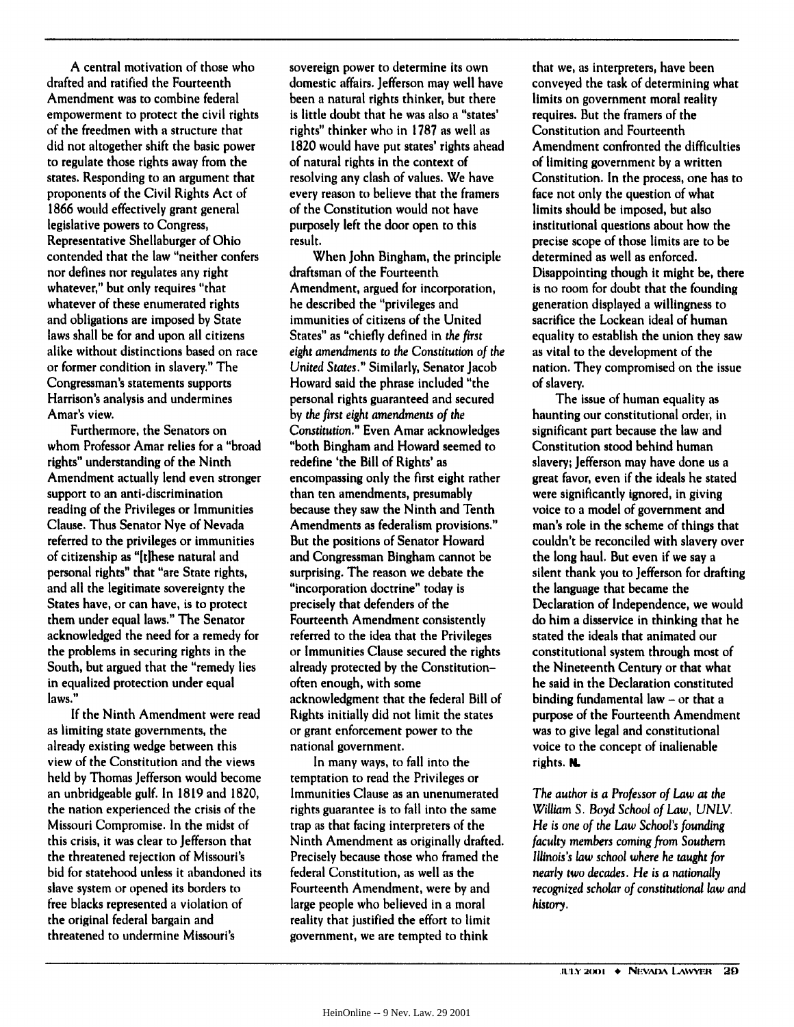A central motivation of those who drafted and ratified the Fourteenth Amendment was to combine federal empowerment to protect the civil rights of the freedmen with a structure that did not altogether shift the basic power to regulate those rights away from the states. Responding to an argument that proponents of the Civil Rights Act of 1866 would effectively grant general legislative powers to Congress, Representative Shellaburger of Ohio contended that the law "neither confers nor defines nor regulates any right whatever," but only requires "that whatever of these enumerated rights and obligations are imposed by State laws shall be for and upon all citizens alike without distinctions based on race or former condition in slavery." The Congressman's statements supports Harrison's analysis and undermines Amar's view.

Furthermore, the Senators on whom Professor Amar relies for a "broad rights" understanding of the Ninth Amendment actually lend even stronger support to an anti-discrimination reading of the Privileges or Immunities Clause. Thus Senator Nye of Nevada referred to the privileges or immunities of citizenship as "[t]hese natural and personal rights" that "are State rights, and all the legitimate sovereignty the States have, or can have, is to protect them under equal laws." The Senator acknowledged the need for a remedy for the problems in securing rights in the South, but argued that the "remedy lies in equalized protection under equal laws."

If the Ninth Amendment were read as limiting state governments, the already existing wedge between this view of the Constitution and the views held by Thomas Jefferson would become an unbridgeable gulf. In 1819 and 1820, the nation experienced the crisis of the Missouri Compromise. In the midst of this crisis, it was clear to Jefferson that the threatened rejection of Missouri's bid for statehood unless it abandoned its slave system or opened its borders to free blacks represented a violation of the original federal bargain and threatened to undermine Missouri's sovereign power to determine its own domestic affairs. Jefferson may well have been a natural rights thinker, but there is little doubt that he was also a "states' rights" thinker who in 1787 as well as 1820 would have put states' rights ahead of natural rights in the context of resolving any clash of values. We have every reason to believe that the framers of the Constitution would not have purposely left the door open to this result.

When John Bingham, the principle draftsman of the Fourteenth Amendment, argued for incorporation, he described the "privileges and immunities of citizens of the United States" as "chiefly defined in *the first eight amendments to the Constitution of the United States*." Similarly, Senator Jacob Howard said the phrase included "the personal rights guaranteed and secured by *the first eight amendments of the Constitution*." Even Amar acknowledges "both Bingham and Howard seemed to redefine 'the Bill of Rights' as encompassing only the first eight rather than ten amendments, presumably because they saw the Ninth and Tenth Amendments as federalism provisions." But the positions of Senator Howard and Congressman Bingham cannot be surprising. The reason we debate the "incorporation doctrine" today is precisely that defenders of the Fourteenth Amendment consistently referred to the idea that the Privileges or Immunities Clause secured the rights already protected by the Constitution–often enough, with some acknowledgment that the federal Bill of Rights initially did not limit the states or grant enforcement power to the national government.

In many ways, to fall into the temptation to read the Privileges or Immunities Clause as an unenumerated rights guarantee is to fall into the same trap as that facing interpreters of the Ninth Amendment as originally drafted. Precisely because those who framed the federal Constitution, as well as the Fourteenth Amendment, were by and large people who believed in a moral reality that justified the effort to limit government, we are tempted to think that we, as interpreters, have been conveyed the task of determining what limits on government moral reality requires. But the framers of the Constitution and Fourteenth Amendment confronted the difficulties of limiting government by a written Constitution. In the process, one has to face not only the question of what limits should be imposed, but also institutional questions about how the precise scope of those limits are to be determined as well as enforced. Disappointing though it might be, there is no room for doubt that the founding generation displayed a willingness to sacrifice the Lockean ideal of human equality to establish the union they saw as vital to the development of the nation. They compromised on the issue of slavery.

The issue of human equality as haunting our constitutional order, in significant part because the law and Constitution stood behind human slavery; Jefferson may have done us a great favor, even if the ideals he stated were significantly ignored, in giving voice to a model of government and man's role in the scheme of things that couldn't be reconciled with slavery over the long haul. But even if we say a silent thank you to Jefferson for drafting the language that became the Declaration of Independence, we would do him a disservice in thinking that he stated the ideals that animated our constitutional system through most of the Nineteenth Century or that what he said in the Declaration constituted binding fundamental law – or that a purpose of the Fourteenth Amendment was to give legal and constitutional voice to the concept of inalienable rights. **NL**

*The author is a Professor of Law at the William S. Boyd School of Law, UNLV. He is one of the Law School's founding faculty members coming from Southern Illinois's law school where he taught for nearly two decades. He is a nationally recognized scholar of constitutional law and history.*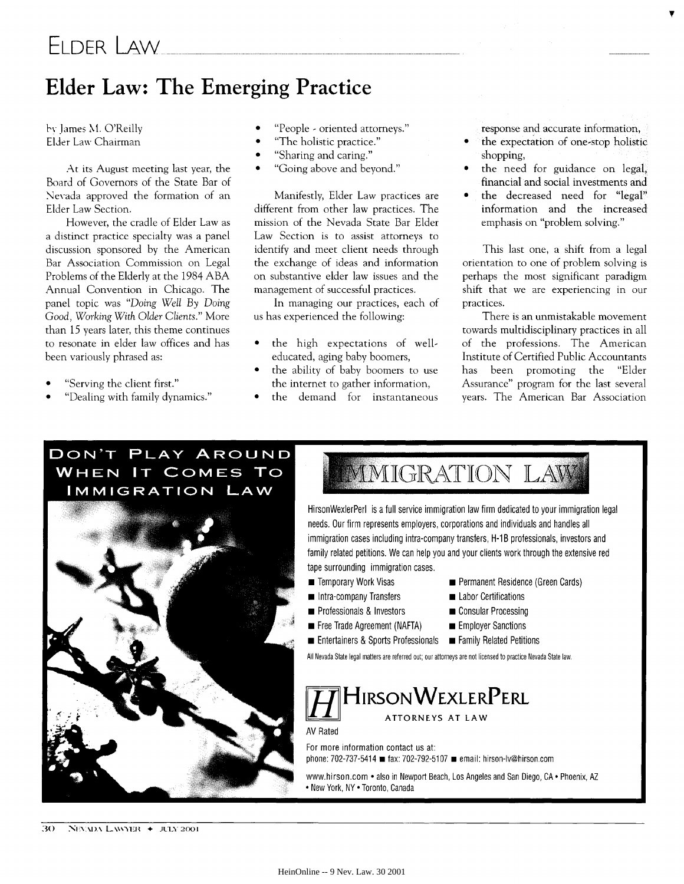# ELDER LAW

# Elder Law: The Emerging Practice

by James M. O'Reilly
Elder Law Chairman

At its August meeting last year, the Board of Governors of the State Bar of Nevada approved the formation of an Elder Law Section.

However, the cradle of Elder Law as a distinct practice specialty was a panel discussion sponsored by the American Bar Association Commission on Legal Problems of the Elderly at the 1984 ABA Annual Convention in Chicago. The panel topic was *"Doing Well By Doing Good, Working With Older Clients."* More than 15 years later, this theme continues to resonate in elder law offices and has been variously phrased as:

- "Serving the client first."
- "Dealing with family dynamics."
- "People - oriented attorneys."
- "The holistic practice."
- "Sharing and caring."
- "Going above and beyond."

Manifestly, Elder Law practices are different from other law practices. The mission of the Nevada State Bar Elder Law Section is to assist attorneys to identify and meet client needs through the exchange of ideas and information on substantive elder law issues and the management of successful practices.

In managing our practices, each of us has experienced the following:

- the high expectations of well-educated, aging baby boomers,
- the ability of baby boomers to use the internet to gather information,
- the demand for instantaneous response and accurate information,
- the expectation of one-stop holistic shopping,
- the need for guidance on legal, financial and social investments and
- the decreased need for "legal" information and the increased emphasis on "problem solving."

This last one, a shift from a legal orientation to one of problem solving is perhaps the most significant paradigm shift that we are experiencing in our practices.

There is an unmistakable movement towards multidisciplinary practices in all of the professions. The American Institute of Certified Public Accountants has been promoting the "Elder Assurance" program for the last several years. The American Bar Association

---

**DON'T PLAY AROUND WHEN IT COMES TO IMMIGRATION LAW**

**IMMIGRATION LAW**

HirsonWexlerPerl is a full service immigration law firm dedicated to your immigration legal needs. Our firm represents employers, corporations and individuals and handles all immigration cases including intra-company transfers, H-1B professionals, investors and family related petitions. We can help you and your clients work through the extensive red tape surrounding immigration cases.

- Temporary Work Visas
- Intra-company Transfers
- Professionals & Investors
- Free Trade Agreement (NAFTA)
- Entertainers & Sports Professionals
- Permanent Residence (Green Cards)
- Labor Certifications
- Consular Processing
- Employer Sanctions
- Family Related Petitions

All Nevada State legal matters are referred out; our attorneys are not licensed to practice Nevada State law.

**HIRSONWEXLERPERL**
ATTORNEYS AT LAW

AV Rated

For more information contact us at:
phone: 702-737-5414 ■ fax: 702-792-5107 ■ email: hirson-lv@hirson.com

www.hirson.com • also in Newport Beach, Los Angeles and San Diego, CA • Phoenix, AZ • New York, NY • Toronto, Canada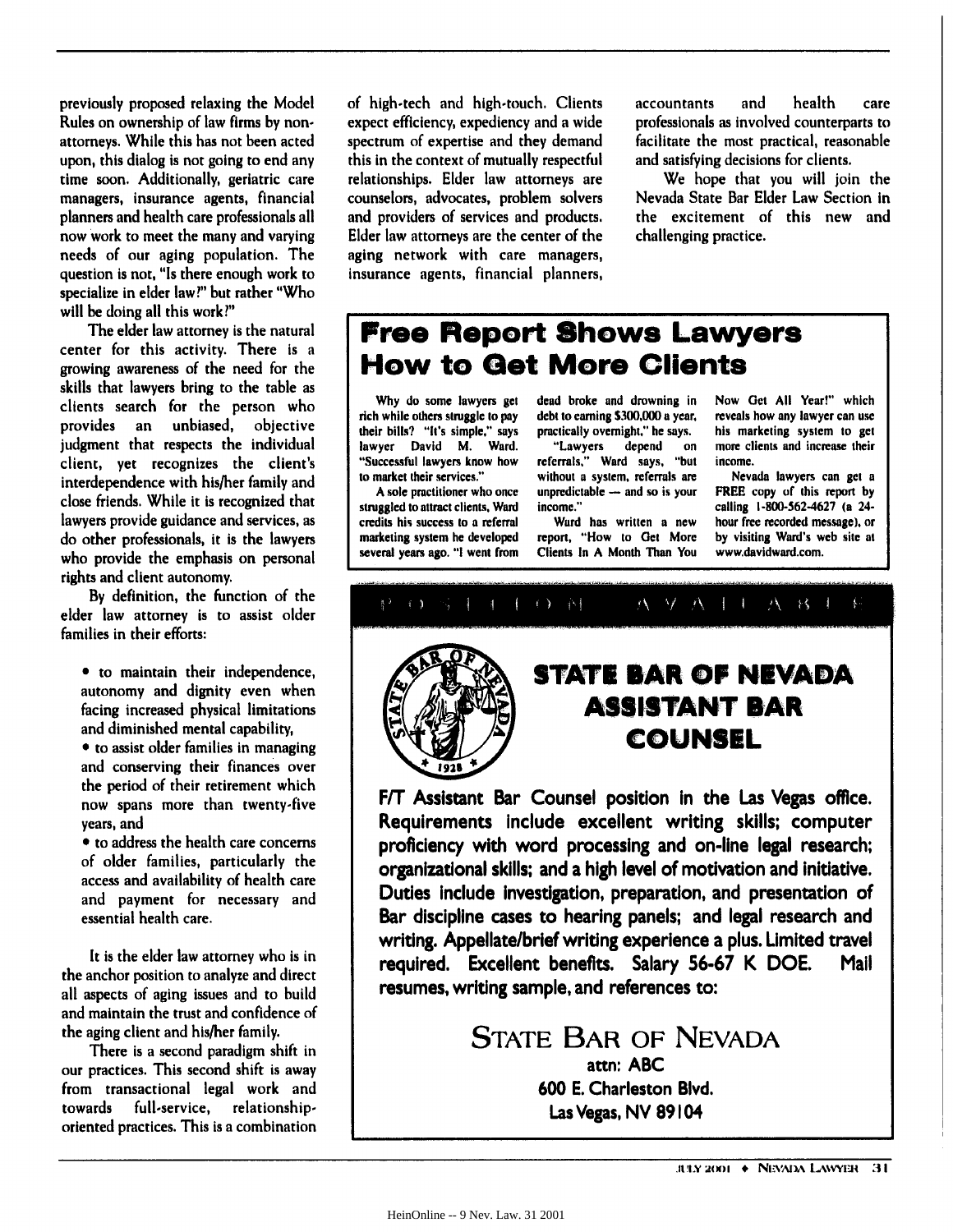previously proposed relaxing the Model Rules on ownership of law firms by non-attorneys. While this has not been acted upon, this dialog is not going to end any time soon. Additionally, geriatric care managers, insurance agents, financial planners and health care professionals all now work to meet the many and varying needs of our aging population. The question is not, "Is there enough work to specialize in elder law?" but rather "Who will be doing all this work?"

The elder law attorney is the natural center for this activity. There is a growing awareness of the need for the skills that lawyers bring to the table as clients search for the person who provides an unbiased, objective judgment that respects the individual client, yet recognizes the client's interdependence with his/her family and close friends. While it is recognized that lawyers provide guidance and services, as do other professionals, it is the lawyers who provide the emphasis on personal rights and client autonomy.

By definition, the function of the elder law attorney is to assist older families in their efforts:

- to maintain their independence, autonomy and dignity even when facing increased physical limitations and diminished mental capability,
- to assist older families in managing and conserving their finances over the period of their retirement which now spans more than twenty-five years, and
- to address the health care concerns of older families, particularly the access and availability of health care and payment for necessary and essential health care.

It is the elder law attorney who is in the anchor position to analyze and direct all aspects of aging issues and to build and maintain the trust and confidence of the aging client and his/her family.

There is a second paradigm shift in our practices. This second shift is away from transactional legal work and towards full-service, relationship-oriented practices. This is a combination of high-tech and high-touch. Clients expect efficiency, expediency and a wide spectrum of expertise and they demand this in the context of mutually respectful relationships. Elder law attorneys are counselors, advocates, problem solvers and providers of services and products. Elder law attorneys are the center of the aging network with care managers, insurance agents, financial planners, accountants and health care professionals as involved counterparts to facilitate the most practical, reasonable and satisfying decisions for clients.

We hope that you will join the Nevada State Bar Elder Law Section in the excitement of this new and challenging practice.

## Free Report Shows Lawyers How to Get More Clients

Why do some lawyers get rich while others struggle to pay their bills? "It's simple," says lawyer David M. Ward. "Successful lawyers know how to market their services."

A sole practitioner who once struggled to attract clients, Ward credits his success to a referral marketing system he developed several years ago. "I went from dead broke and drowning in debt to earning $300,000 a year, practically overnight," he says.

"Lawyers depend on referrals," Ward says, "but without a system, referrals are unpredictable — and so is your income."

Ward has written a new report, "How to Get More Clients In A Month Than You Now Get All Year!" which reveals how any lawyer can use his marketing system to get more clients and increase their income.

Nevada lawyers can get a FREE copy of this report by calling 1-800-562-4627 (a 24-hour free recorded message), or by visiting Ward's web site at www.davidward.com.

## POSITION AVAILABLE

## STATE BAR OF NEVADA ASSISTANT BAR COUNSEL

**F/T Assistant Bar Counsel position in the Las Vegas office. Requirements include excellent writing skills; computer proficiency with word processing and on-line legal research; organizational skills; and a high level of motivation and initiative. Duties include investigation, preparation, and presentation of Bar discipline cases to hearing panels; and legal research and writing. Appellate/brief writing experience a plus. Limited travel required. Excellent benefits. Salary 56-67 K DOE. Mail resumes, writing sample, and references to:**

STATE BAR OF NEVADA
**attn: ABC**
**600 E. Charleston Blvd.**
**Las Vegas, NV 89104**